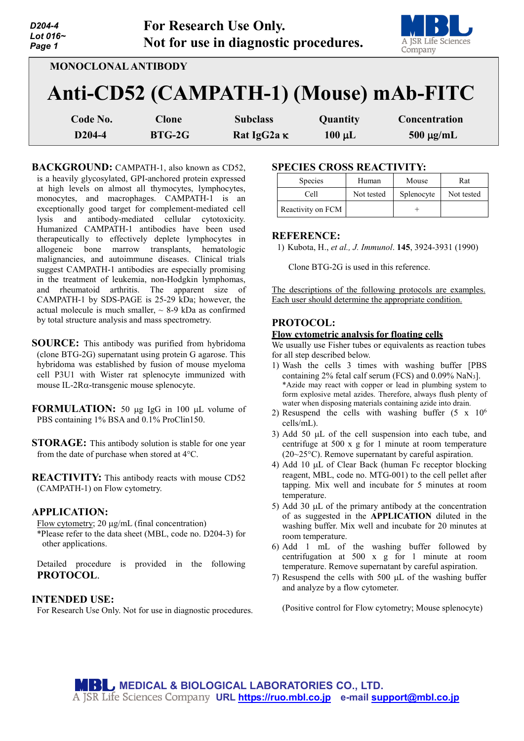For Research Use Only.
Not for use in diagnostic procedures.

MONOCLONAL ANTIBODY

# Anti-CD52 (CAMPATH-1) (Mouse) mAb-FITC

| Code No. | Clone | Subclass | Quantity | Concentration |
|---|---|---|---|---|
| D204-4 | BTG-2G | Rat IgG2a κ | 100 µL | 500 µg/mL |

**BACKGROUND:** CAMPATH-1, also known as CD52, is a heavily glycosylated, GPI-anchored protein expressed at high levels on almost all thymocytes, lymphocytes, monocytes, and macrophages. CAMPATH-1 is an exceptionally good target for complement-mediated cell lysis and antibody-mediated cellular cytotoxicity. Humanized CAMPATH-1 antibodies have been used therapeutically to effectively deplete lymphocytes in allogeneic bone marrow transplants, hematologic malignancies, and autoimmune diseases. Clinical trials suggest CAMPATH-1 antibodies are especially promising in the treatment of leukemia, non-Hodgkin lymphomas, and rheumatoid arthritis. The apparent size of CAMPATH-1 by SDS-PAGE is 25-29 kDa; however, the actual molecule is much smaller, ~ 8-9 kDa as confirmed by total structure analysis and mass spectrometry.

**SOURCE:** This antibody was purified from hybridoma (clone BTG-2G) supernatant using protein G agarose. This hybridoma was established by fusion of mouse myeloma cell P3U1 with Wister rat splenocyte immunized with mouse IL-2Rα-transgenic mouse splenocyte.

**FORMULATION:** 50 µg IgG in 100 µL volume of PBS containing 1% BSA and 0.1% ProClin150.

**STORAGE:** This antibody solution is stable for one year from the date of purchase when stored at 4°C.

**REACTIVITY:** This antibody reacts with mouse CD52 (CAMPATH-1) on Flow cytometry.

**APPLICATION:**

Flow cytometry; 20 µg/mL (final concentration)
*Please refer to the data sheet (MBL, code no. D204-3) for other applications.

Detailed procedure is provided in the following **PROTOCOL**.

**INTENDED USE:**

For Research Use Only. Not for use in diagnostic procedures.

**SPECIES CROSS REACTIVITY:**

| Species | Human | Mouse | Rat |
|---|---|---|---|
| Cell | Not tested | Splenocyte | Not tested |
| Reactivity on FCM | | + | |

**REFERENCE:**

1) Kubota, H., *et al., J. Immunol*. **145**, 3924-3931 (1990)

Clone BTG-2G is used in this reference.

The descriptions of the following protocols are examples.
Each user should determine the appropriate condition.

**PROTOCOL:**

**Flow cytometric analysis for floating cells**

We usually use Fisher tubes or equivalents as reaction tubes for all step described below.

1) Wash the cells 3 times with washing buffer [PBS containing 2% fetal calf serum (FCS) and 0.09% $NaN_3$].
*Azide may react with copper or lead in plumbing system to form explosive metal azides. Therefore, always flush plenty of water when disposing materials containing azide into drain.
2) Resuspend the cells with washing buffer ($5 \times 10^6$ cells/mL).
3) Add 50 µL of the cell suspension into each tube, and centrifuge at 500 x g for 1 minute at room temperature (20~25°C). Remove supernatant by careful aspiration.
4) Add 10 µL of Clear Back (human Fc receptor blocking reagent, MBL, code no. MTG-001) to the cell pellet after tapping. Mix well and incubate for 5 minutes at room temperature.
5) Add 30 µL of the primary antibody at the concentration of as suggested in the **APPLICATION** diluted in the washing buffer. Mix well and incubate for 20 minutes at room temperature.
6) Add 1 mL of the washing buffer followed by centrifugation at 500 x g for 1 minute at room temperature. Remove supernatant by careful aspiration.
7) Resuspend the cells with 500 µL of the washing buffer and analyze by a flow cytometer.

(Positive control for Flow cytometry; Mouse splenocyte)

MEDICAL & BIOLOGICAL LABORATORIES CO., LTD.
A JSR Life Sciences Company URL https://ruo.mbl.co.jp e-mail support@mbl.co.jp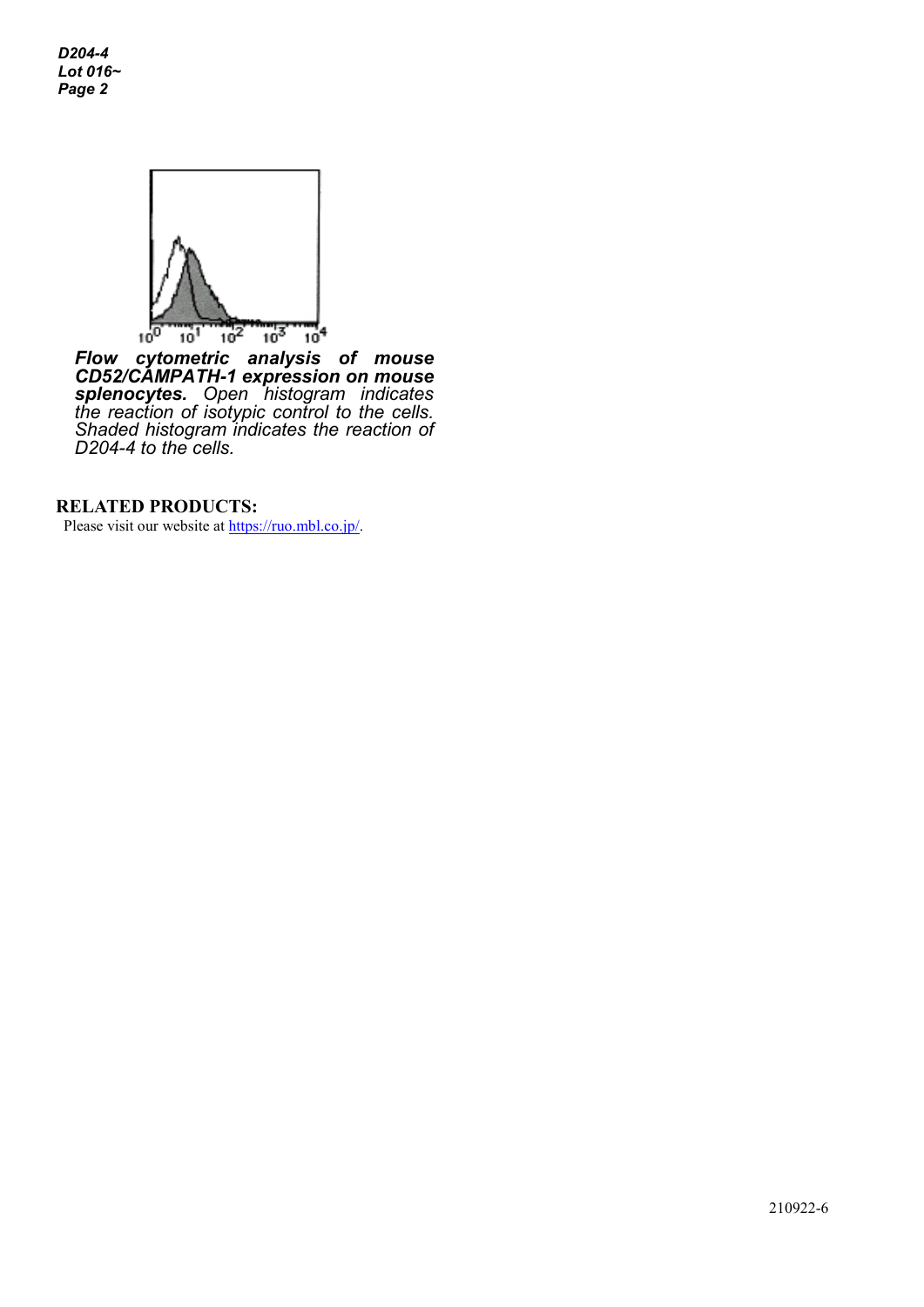$10^0$ $10^1$ $10^2$ $10^3$ $10^4$

***Flow cytometric analysis of mouse CD52/CAMPATH-1 expression on mouse splenocytes.*** *Open histogram indicates the reaction of isotypic control to the cells. Shaded histogram indicates the reaction of D204-4 to the cells.*

## RELATED PRODUCTS:

Please visit our website at https://ruo.mbl.co.jp/.

210922-6